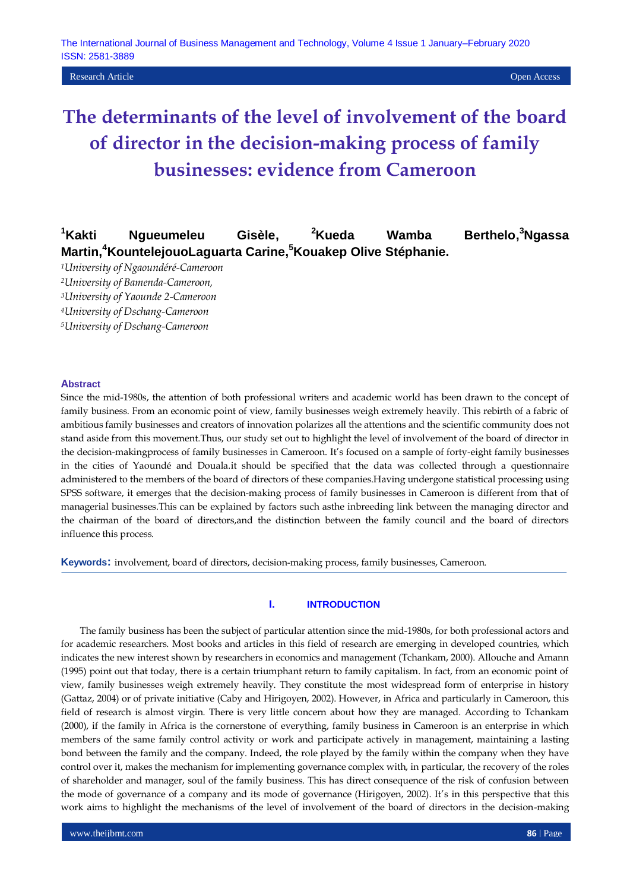# The determinants of the level of involvement of the board of director in the decision-making process of family businesses: evidence from Cameroon

**[1]Kakti Ngueumeleu Gisèle, [2]Kueda Wamba Berthelo,[3]Ngassa Martin,[4]KountelejouoLaguarta Carine,[5]Kouakep Olive Stéphanie.**

*[1]University of Ngaoundéré-Cameroon*
*[2]University of Bamenda-Cameroon,*
*[3]University of Yaounde 2-Cameroon*
*[4]University of Dschang-Cameroon*
*[5]University of Dschang-Cameroon*

## Abstract

Since the mid-1980s, the attention of both professional writers and academic world has been drawn to the concept of family business. From an economic point of view, family businesses weigh extremely heavily. This rebirth of a fabric of ambitious family businesses and creators of innovation polarizes all the attentions and the scientific community does not stand aside from this movement.Thus, our study set out to highlight the level of involvement of the board of director in the decision-makingprocess of family businesses in Cameroon. It's focused on a sample of forty-eight family businesses in the cities of Yaoundé and Douala.it should be specified that the data was collected through a questionnaire administered to the members of the board of directors of these companies.Having undergone statistical processing using SPSS software, it emerges that the decision-making process of family businesses in Cameroon is different from that of managerial businesses.This can be explained by factors such asthe inbreeding link between the managing director and the chairman of the board of directors,and the distinction between the family council and the board of directors influence this process.

**Keywords:** involvement, board of directors, decision-making process, family businesses, Cameroon.

## I. INTRODUCTION

The family business has been the subject of particular attention since the mid-1980s, for both professional actors and for academic researchers. Most books and articles in this field of research are emerging in developed countries, which indicates the new interest shown by researchers in economics and management (Tchankam, 2000). Allouche and Amann (1995) point out that today, there is a certain triumphant return to family capitalism. In fact, from an economic point of view, family businesses weigh extremely heavily. They constitute the most widespread form of enterprise in history (Gattaz, 2004) or of private initiative (Caby and Hirigoyen, 2002). However, in Africa and particularly in Cameroon, this field of research is almost virgin. There is very little concern about how they are managed. According to Tchankam (2000), if the family in Africa is the cornerstone of everything, family business in Cameroon is an enterprise in which members of the same family control activity or work and participate actively in management, maintaining a lasting bond between the family and the company. Indeed, the role played by the family within the company when they have control over it, makes the mechanism for implementing governance complex with, in particular, the recovery of the roles of shareholder and manager, soul of the family business. This has direct consequence of the risk of confusion between the mode of governance of a company and its mode of governance (Hirigoyen, 2002). It's in this perspective that this work aims to highlight the mechanisms of the level of involvement of the board of directors in the decision-making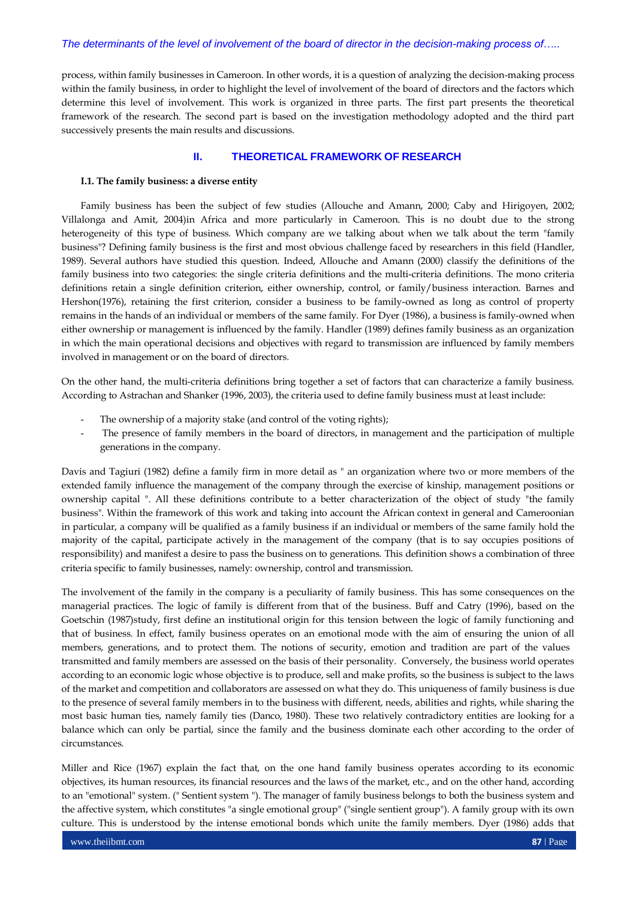process, within family businesses in Cameroon. In other words, it is a question of analyzing the decision-making process within the family business, in order to highlight the level of involvement of the board of directors and the factors which determine this level of involvement. This work is organized in three parts. The first part presents the theoretical framework of the research. The second part is based on the investigation methodology adopted and the third part successively presents the main results and discussions.

## II. THEORETICAL FRAMEWORK OF RESEARCH

### I.1. The family business: a diverse entity

Family business has been the subject of few studies (Allouche and Amann, 2000; Caby and Hirigoyen, 2002; Villalonga and Amit, 2004)in Africa and more particularly in Cameroon. This is no doubt due to the strong heterogeneity of this type of business. Which company are we talking about when we talk about the term "family business"? Defining family business is the first and most obvious challenge faced by researchers in this field (Handler, 1989). Several authors have studied this question. Indeed, Allouche and Amann (2000) classify the definitions of the family business into two categories: the single criteria definitions and the multi-criteria definitions. The mono criteria definitions retain a single definition criterion, either ownership, control, or family/business interaction. Barnes and Hershon(1976), retaining the first criterion, consider a business to be family-owned as long as control of property remains in the hands of an individual or members of the same family. For Dyer (1986), a business is family-owned when either ownership or management is influenced by the family. Handler (1989) defines family business as an organization in which the main operational decisions and objectives with regard to transmission are influenced by family members involved in management or on the board of directors.

On the other hand, the multi-criteria definitions bring together a set of factors that can characterize a family business. According to Astrachan and Shanker (1996, 2003), the criteria used to define family business must at least include:

- The ownership of a majority stake (and control of the voting rights);
- The presence of family members in the board of directors, in management and the participation of multiple generations in the company.

Davis and Tagiuri (1982) define a family firm in more detail as " an organization where two or more members of the extended family influence the management of the company through the exercise of kinship, management positions or ownership capital ". All these definitions contribute to a better characterization of the object of study "the family business". Within the framework of this work and taking into account the African context in general and Cameroonian in particular, a company will be qualified as a family business if an individual or members of the same family hold the majority of the capital, participate actively in the management of the company (that is to say occupies positions of responsibility) and manifest a desire to pass the business on to generations. This definition shows a combination of three criteria specific to family businesses, namely: ownership, control and transmission.

The involvement of the family in the company is a peculiarity of family business. This has some consequences on the managerial practices. The logic of family is different from that of the business. Buff and Catry (1996), based on the Goetschin (1987)study, first define an institutional origin for this tension between the logic of family functioning and that of business. In effect, family business operates on an emotional mode with the aim of ensuring the union of all members, generations, and to protect them. The notions of security, emotion and tradition are part of the values transmitted and family members are assessed on the basis of their personality. Conversely, the business world operates according to an economic logic whose objective is to produce, sell and make profits, so the business is subject to the laws of the market and competition and collaborators are assessed on what they do. This uniqueness of family business is due to the presence of several family members in to the business with different, needs, abilities and rights, while sharing the most basic human ties, namely family ties (Danco, 1980). These two relatively contradictory entities are looking for a balance which can only be partial, since the family and the business dominate each other according to the order of circumstances.

Miller and Rice (1967) explain the fact that, on the one hand family business operates according to its economic objectives, its human resources, its financial resources and the laws of the market, etc., and on the other hand, according to an "emotional" system. (" Sentient system "). The manager of family business belongs to both the business system and the affective system, which constitutes "a single emotional group" ("single sentient group"). A family group with its own culture. This is understood by the intense emotional bonds which unite the family members. Dyer (1986) adds that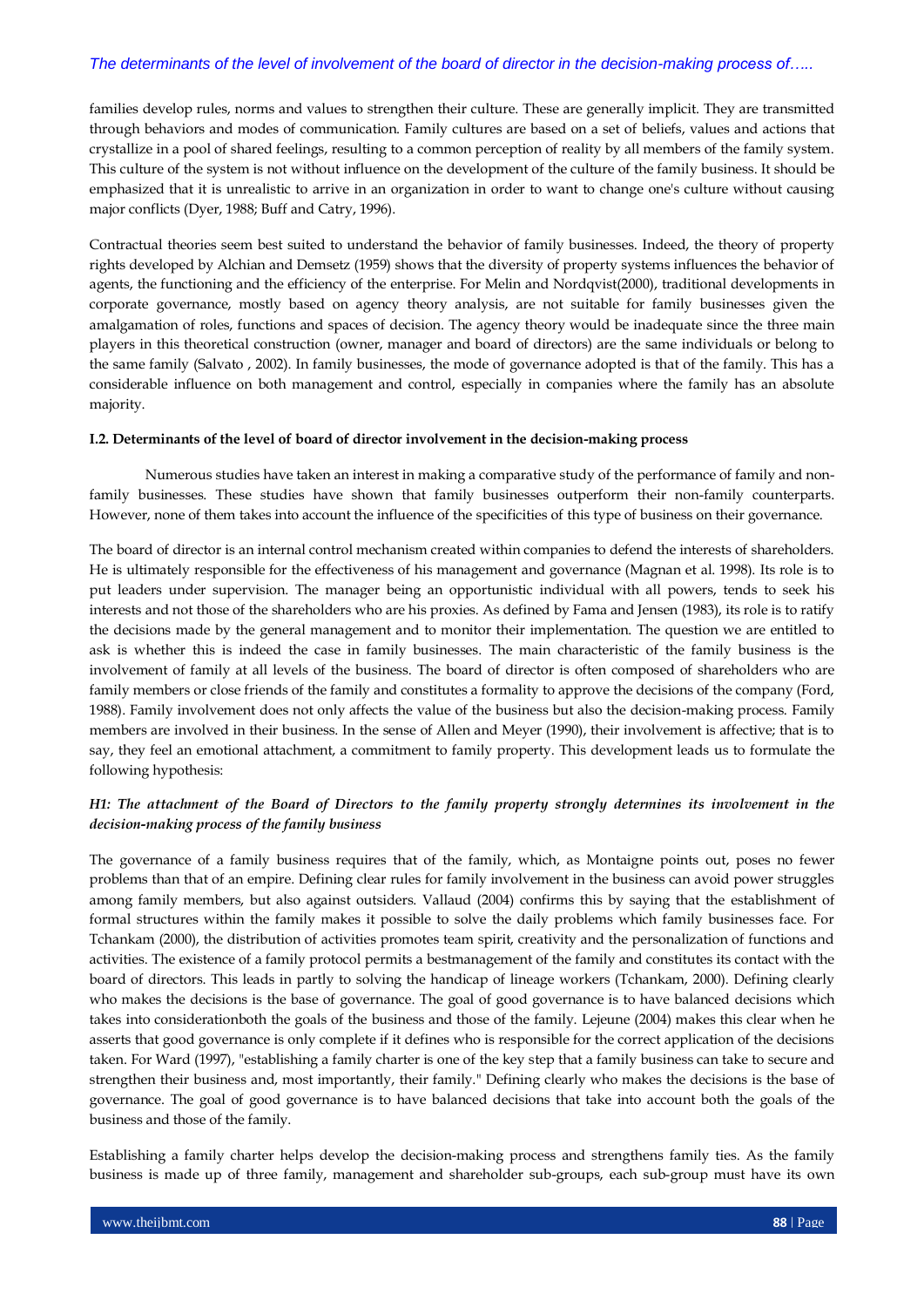families develop rules, norms and values to strengthen their culture. These are generally implicit. They are transmitted through behaviors and modes of communication. Family cultures are based on a set of beliefs, values and actions that crystallize in a pool of shared feelings, resulting to a common perception of reality by all members of the family system. This culture of the system is not without influence on the development of the culture of the family business. It should be emphasized that it is unrealistic to arrive in an organization in order to want to change one's culture without causing major conflicts (Dyer, 1988; Buff and Catry, 1996).

Contractual theories seem best suited to understand the behavior of family businesses. Indeed, the theory of property rights developed by Alchian and Demsetz (1959) shows that the diversity of property systems influences the behavior of agents, the functioning and the efficiency of the enterprise. For Melin and Nordqvist(2000), traditional developments in corporate governance, mostly based on agency theory analysis, are not suitable for family businesses given the amalgamation of roles, functions and spaces of decision. The agency theory would be inadequate since the three main players in this theoretical construction (owner, manager and board of directors) are the same individuals or belong to the same family (Salvato , 2002). In family businesses, the mode of governance adopted is that of the family. This has a considerable influence on both management and control, especially in companies where the family has an absolute majority.

### I.2. Determinants of the level of board of director involvement in the decision-making process

Numerous studies have taken an interest in making a comparative study of the performance of family and non-family businesses. These studies have shown that family businesses outperform their non-family counterparts. However, none of them takes into account the influence of the specificities of this type of business on their governance.

The board of director is an internal control mechanism created within companies to defend the interests of shareholders. He is ultimately responsible for the effectiveness of his management and governance (Magnan et al. 1998). Its role is to put leaders under supervision. The manager being an opportunistic individual with all powers, tends to seek his interests and not those of the shareholders who are his proxies. As defined by Fama and Jensen (1983), its role is to ratify the decisions made by the general management and to monitor their implementation. The question we are entitled to ask is whether this is indeed the case in family businesses. The main characteristic of the family business is the involvement of family at all levels of the business. The board of director is often composed of shareholders who are family members or close friends of the family and constitutes a formality to approve the decisions of the company (Ford, 1988). Family involvement does not only affects the value of the business but also the decision-making process. Family members are involved in their business. In the sense of Allen and Meyer (1990), their involvement is affective; that is to say, they feel an emotional attachment, a commitment to family property. This development leads us to formulate the following hypothesis:

***H1: The attachment of the Board of Directors to the family property strongly determines its involvement in the decision-making process of the family business***

The governance of a family business requires that of the family, which, as Montaigne points out, poses no fewer problems than that of an empire. Defining clear rules for family involvement in the business can avoid power struggles among family members, but also against outsiders. Vallaud (2004) confirms this by saying that the establishment of formal structures within the family makes it possible to solve the daily problems which family businesses face. For Tchankam (2000), the distribution of activities promotes team spirit, creativity and the personalization of functions and activities. The existence of a family protocol permits a bestmanagement of the family and constitutes its contact with the board of directors. This leads in partly to solving the handicap of lineage workers (Tchankam, 2000). Defining clearly who makes the decisions is the base of governance. The goal of good governance is to have balanced decisions which takes into considerationboth the goals of the business and those of the family. Lejeune (2004) makes this clear when he asserts that good governance is only complete if it defines who is responsible for the correct application of the decisions taken. For Ward (1997), "establishing a family charter is one of the key step that a family business can take to secure and strengthen their business and, most importantly, their family." Defining clearly who makes the decisions is the base of governance. The goal of good governance is to have balanced decisions that take into account both the goals of the business and those of the family.

Establishing a family charter helps develop the decision-making process and strengthens family ties. As the family business is made up of three family, management and shareholder sub-groups, each sub-group must have its own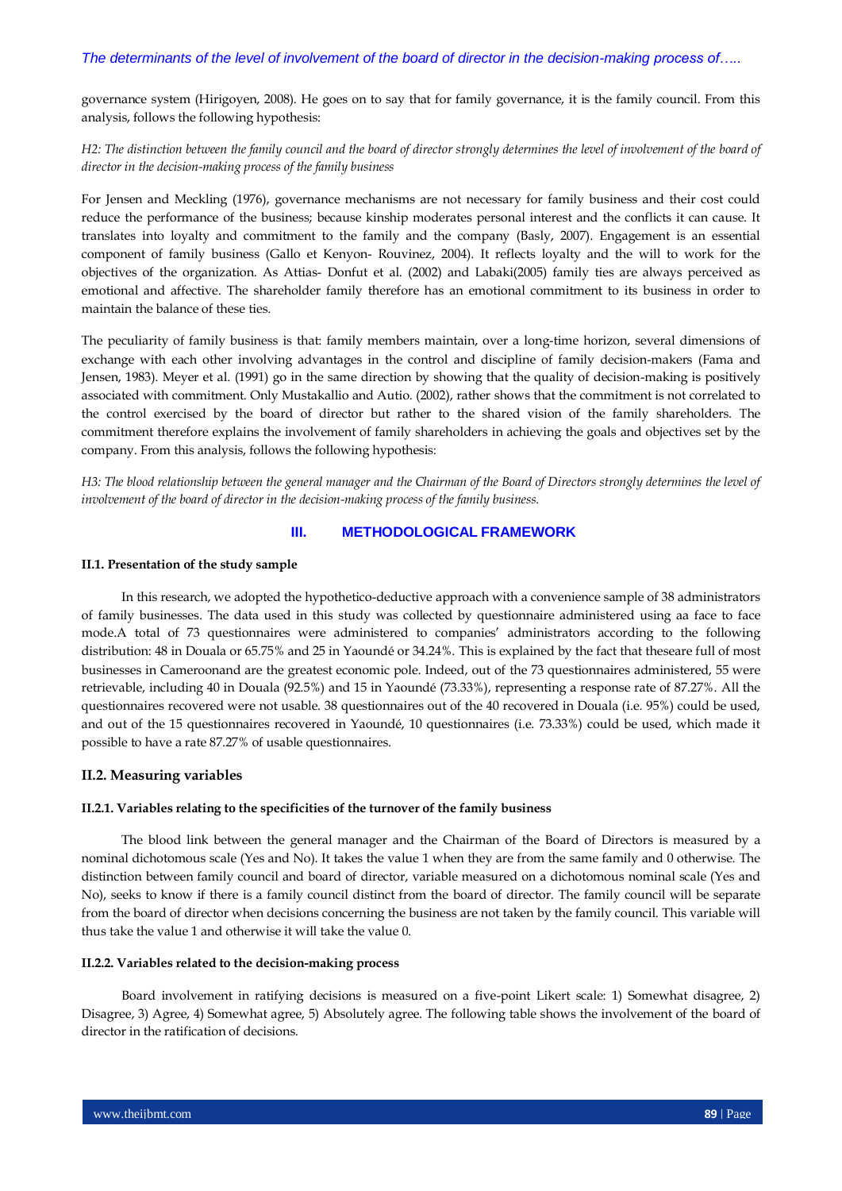governance system (Hirigoyen, 2008). He goes on to say that for family governance, it is the family council. From this analysis, follows the following hypothesis:

*H2: The distinction between the family council and the board of director strongly determines the level of involvement of the board of director in the decision-making process of the family business*

For Jensen and Meckling (1976), governance mechanisms are not necessary for family business and their cost could reduce the performance of the business; because kinship moderates personal interest and the conflicts it can cause. It translates into loyalty and commitment to the family and the company (Basly, 2007). Engagement is an essential component of family business (Gallo et Kenyon- Rouvinez, 2004). It reflects loyalty and the will to work for the objectives of the organization. As Attias- Donfut et al. (2002) and Labaki(2005) family ties are always perceived as emotional and affective. The shareholder family therefore has an emotional commitment to its business in order to maintain the balance of these ties.

The peculiarity of family business is that: family members maintain, over a long-time horizon, several dimensions of exchange with each other involving advantages in the control and discipline of family decision-makers (Fama and Jensen, 1983). Meyer et al. (1991) go in the same direction by showing that the quality of decision-making is positively associated with commitment. Only Mustakallio and Autio. (2002), rather shows that the commitment is not correlated to the control exercised by the board of director but rather to the shared vision of the family shareholders. The commitment therefore explains the involvement of family shareholders in achieving the goals and objectives set by the company. From this analysis, follows the following hypothesis:

*H3: The blood relationship between the general manager and the Chairman of the Board of Directors strongly determines the level of involvement of the board of director in the decision-making process of the family business.*

## III. METHODOLOGICAL FRAMEWORK

#### II.1. Presentation of the study sample

In this research, we adopted the hypothetico-deductive approach with a convenience sample of 38 administrators of family businesses. The data used in this study was collected by questionnaire administered using aa face to face mode.A total of 73 questionnaires were administered to companies' administrators according to the following distribution: 48 in Douala or 65.75% and 25 in Yaoundé or 34.24%. This is explained by the fact that theseare full of most businesses in Cameroonand are the greatest economic pole. Indeed, out of the 73 questionnaires administered, 55 were retrievable, including 40 in Douala (92.5%) and 15 in Yaoundé (73.33%), representing a response rate of 87.27%. All the questionnaires recovered were not usable. 38 questionnaires out of the 40 recovered in Douala (i.e. 95%) could be used, and out of the 15 questionnaires recovered in Yaoundé, 10 questionnaires (i.e. 73.33%) could be used, which made it possible to have a rate 87.27% of usable questionnaires.

### II.2. Measuring variables

#### II.2.1. Variables relating to the specificities of the turnover of the family business

The blood link between the general manager and the Chairman of the Board of Directors is measured by a nominal dichotomous scale (Yes and No). It takes the value 1 when they are from the same family and 0 otherwise. The distinction between family council and board of director, variable measured on a dichotomous nominal scale (Yes and No), seeks to know if there is a family council distinct from the board of director. The family council will be separate from the board of director when decisions concerning the business are not taken by the family council. This variable will thus take the value 1 and otherwise it will take the value 0.

#### II.2.2. Variables related to the decision-making process

Board involvement in ratifying decisions is measured on a five-point Likert scale: 1) Somewhat disagree, 2) Disagree, 3) Agree, 4) Somewhat agree, 5) Absolutely agree. The following table shows the involvement of the board of director in the ratification of decisions.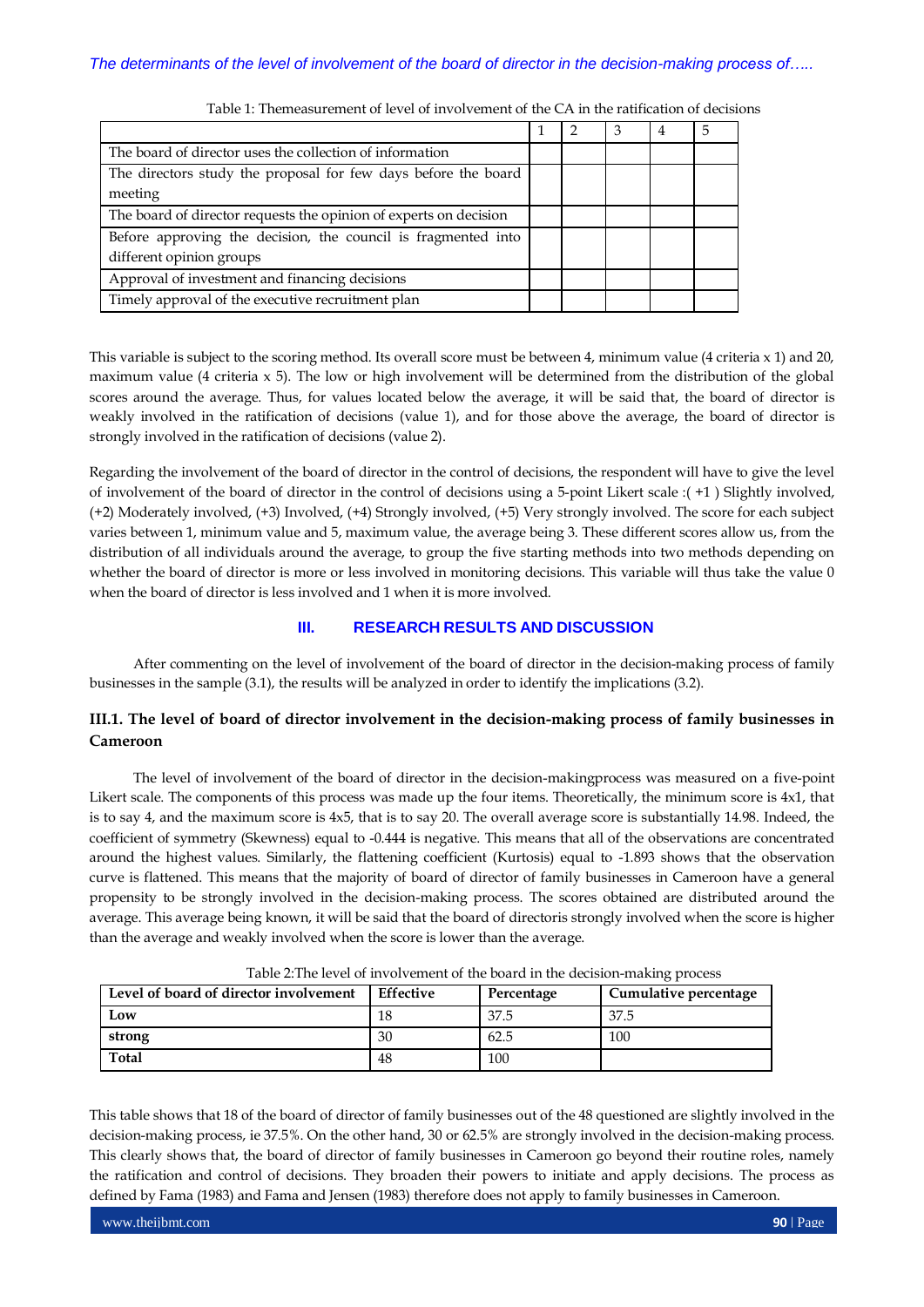Table 1: Themeasurement of level of involvement of the CA in the ratification of decisions

| | 1 | 2 | 3 | 4 | 5 |
|---|---|---|---|---|---|
| The board of director uses the collection of information | | | | | |
| The directors study the proposal for few days before the board meeting | | | | | |
| The board of director requests the opinion of experts on decision | | | | | |
| Before approving the decision, the council is fragmented into different opinion groups | | | | | |
| Approval of investment and financing decisions | | | | | |
| Timely approval of the executive recruitment plan | | | | | |

This variable is subject to the scoring method. Its overall score must be between 4, minimum value (4 criteria x 1) and 20, maximum value (4 criteria x 5). The low or high involvement will be determined from the distribution of the global scores around the average. Thus, for values located below the average, it will be said that, the board of director is weakly involved in the ratification of decisions (value 1), and for those above the average, the board of director is strongly involved in the ratification of decisions (value 2).

Regarding the involvement of the board of director in the control of decisions, the respondent will have to give the level of involvement of the board of director in the control of decisions using a 5-point Likert scale :( +1 ) Slightly involved, (+2) Moderately involved, (+3) Involved, (+4) Strongly involved, (+5) Very strongly involved. The score for each subject varies between 1, minimum value and 5, maximum value, the average being 3. These different scores allow us, from the distribution of all individuals around the average, to group the five starting methods into two methods depending on whether the board of director is more or less involved in monitoring decisions. This variable will thus take the value 0 when the board of director is less involved and 1 when it is more involved.

## III. RESEARCH RESULTS AND DISCUSSION

After commenting on the level of involvement of the board of director in the decision-making process of family businesses in the sample (3.1), the results will be analyzed in order to identify the implications (3.2).

### III.1. The level of board of director involvement in the decision-making process of family businesses in Cameroon

The level of involvement of the board of director in the decision-makingprocess was measured on a five-point Likert scale. The components of this process was made up the four items. Theoretically, the minimum score is 4x1, that is to say 4, and the maximum score is 4x5, that is to say 20. The overall average score is substantially 14.98. Indeed, the coefficient of symmetry (Skewness) equal to -0.444 is negative. This means that all of the observations are concentrated around the highest values. Similarly, the flattening coefficient (Kurtosis) equal to -1.893 shows that the observation curve is flattened. This means that the majority of board of director of family businesses in Cameroon have a general propensity to be strongly involved in the decision-making process. The scores obtained are distributed around the average. This average being known, it will be said that the board of directoris strongly involved when the score is higher than the average and weakly involved when the score is lower than the average.

Table 2:The level of involvement of the board in the decision-making process

| Level of board of director involvement | Effective | Percentage | Cumulative percentage |
|---|---|---|---|
| **Low** | 18 | 37.5 | 37.5 |
| **strong** | 30 | 62.5 | 100 |
| **Total** | 48 | 100 | |

This table shows that 18 of the board of director of family businesses out of the 48 questioned are slightly involved in the decision-making process, ie 37.5%. On the other hand, 30 or 62.5% are strongly involved in the decision-making process. This clearly shows that, the board of director of family businesses in Cameroon go beyond their routine roles, namely the ratification and control of decisions. They broaden their powers to initiate and apply decisions. The process as defined by Fama (1983) and Fama and Jensen (1983) therefore does not apply to family businesses in Cameroon.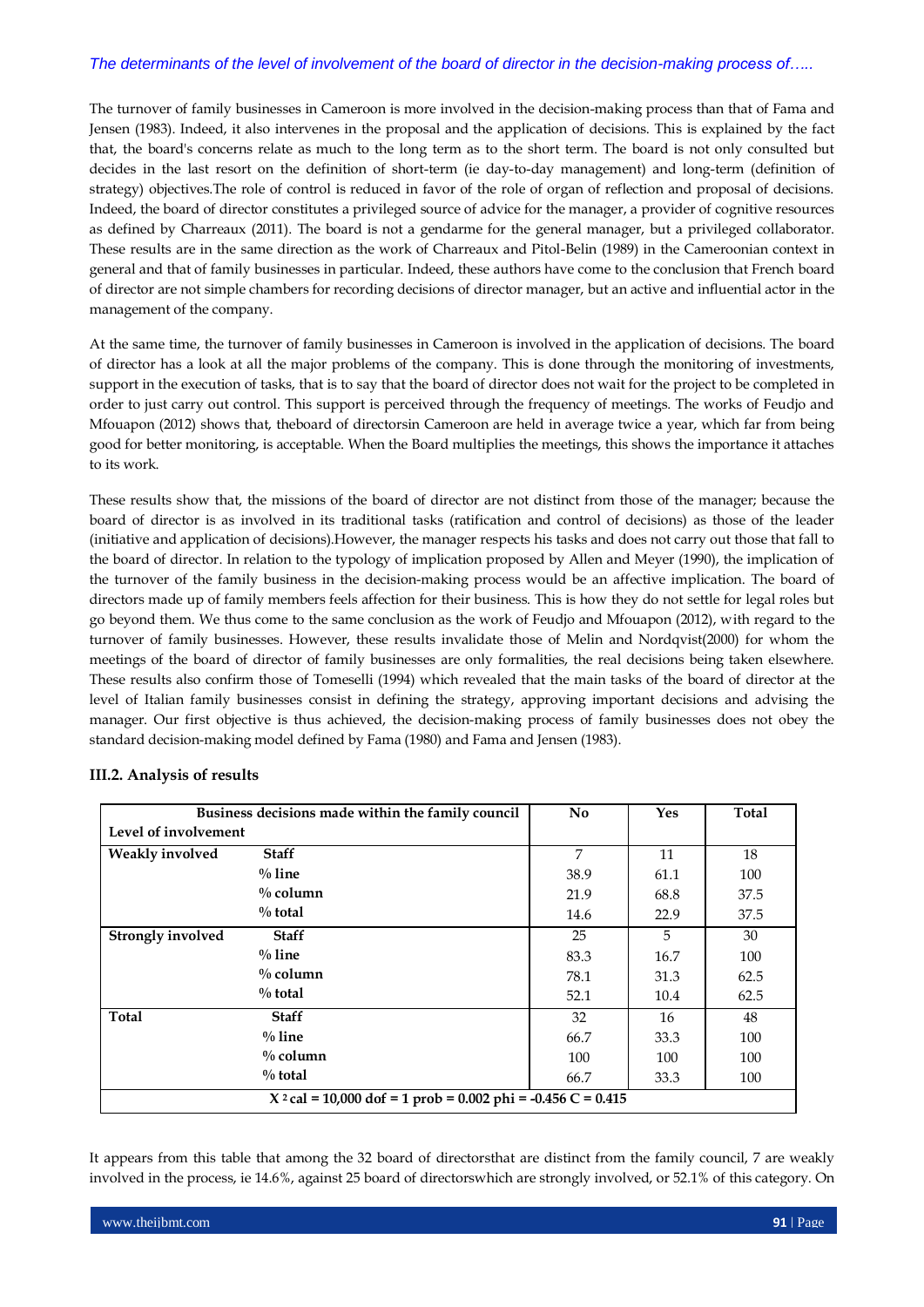The turnover of family businesses in Cameroon is more involved in the decision-making process than that of Fama and Jensen (1983). Indeed, it also intervenes in the proposal and the application of decisions. This is explained by the fact that, the board's concerns relate as much to the long term as to the short term. The board is not only consulted but decides in the last resort on the definition of short-term (ie day-to-day management) and long-term (definition of strategy) objectives.The role of control is reduced in favor of the role of organ of reflection and proposal of decisions. Indeed, the board of director constitutes a privileged source of advice for the manager, a provider of cognitive resources as defined by Charreaux (2011). The board is not a gendarme for the general manager, but a privileged collaborator. These results are in the same direction as the work of Charreaux and Pitol-Belin (1989) in the Cameroonian context in general and that of family businesses in particular. Indeed, these authors have come to the conclusion that French board of director are not simple chambers for recording decisions of director manager, but an active and influential actor in the management of the company.

At the same time, the turnover of family businesses in Cameroon is involved in the application of decisions. The board of director has a look at all the major problems of the company. This is done through the monitoring of investments, support in the execution of tasks, that is to say that the board of director does not wait for the project to be completed in order to just carry out control. This support is perceived through the frequency of meetings. The works of Feudjo and Mfouapon (2012) shows that, theboard of directorsin Cameroon are held in average twice a year, which far from being good for better monitoring, is acceptable. When the Board multiplies the meetings, this shows the importance it attaches to its work.

These results show that, the missions of the board of director are not distinct from those of the manager; because the board of director is as involved in its traditional tasks (ratification and control of decisions) as those of the leader (initiative and application of decisions).However, the manager respects his tasks and does not carry out those that fall to the board of director. In relation to the typology of implication proposed by Allen and Meyer (1990), the implication of the turnover of the family business in the decision-making process would be an affective implication. The board of directors made up of family members feels affection for their business. This is how they do not settle for legal roles but go beyond them. We thus come to the same conclusion as the work of Feudjo and Mfouapon (2012), with regard to the turnover of family businesses. However, these results invalidate those of Melin and Nordqvist(2000) for whom the meetings of the board of director of family businesses are only formalities, the real decisions being taken elsewhere. These results also confirm those of Tomeselli (1994) which revealed that the main tasks of the board of director at the level of Italian family businesses consist in defining the strategy, approving important decisions and advising the manager. Our first objective is thus achieved, the decision-making process of family businesses does not obey the standard decision-making model defined by Fama (1980) and Fama and Jensen (1983).

### III.2. Analysis of results

| Level of involvement | Business decisions made within the family council | No | Yes | Total |
|---|---|---|---|---|
| **Weakly involved** | **Staff** | 7 | 11 | 18 |
| | **% line** | 38.9 | 61.1 | 100 |
| | **% column** | 21.9 | 68.8 | 37.5 |
| | **% total** | 14.6 | 22.9 | 37.5 |
| **Strongly involved** | **Staff** | 25 | 5 | 30 |
| | **% line** | 83.3 | 16.7 | 100 |
| | **% column** | 78.1 | 31.3 | 62.5 |
| | **% total** | 52.1 | 10.4 | 62.5 |
| **Total** | **Staff** | 32 | 16 | 48 |
| | **% line** | 66.7 | 33.3 | 100 |
| | **% column** | 100 | 100 | 100 |
| | **% total** | 66.7 | 33.3 | 100 |
| **$X^2$ cal = 10,000 dof = 1 prob = 0.002 phi = -0.456 C = 0.415** | | | | |

It appears from this table that among the 32 board of directorsthat are distinct from the family council, 7 are weakly involved in the process, ie 14.6%, against 25 board of directorswhich are strongly involved, or 52.1% of this category. On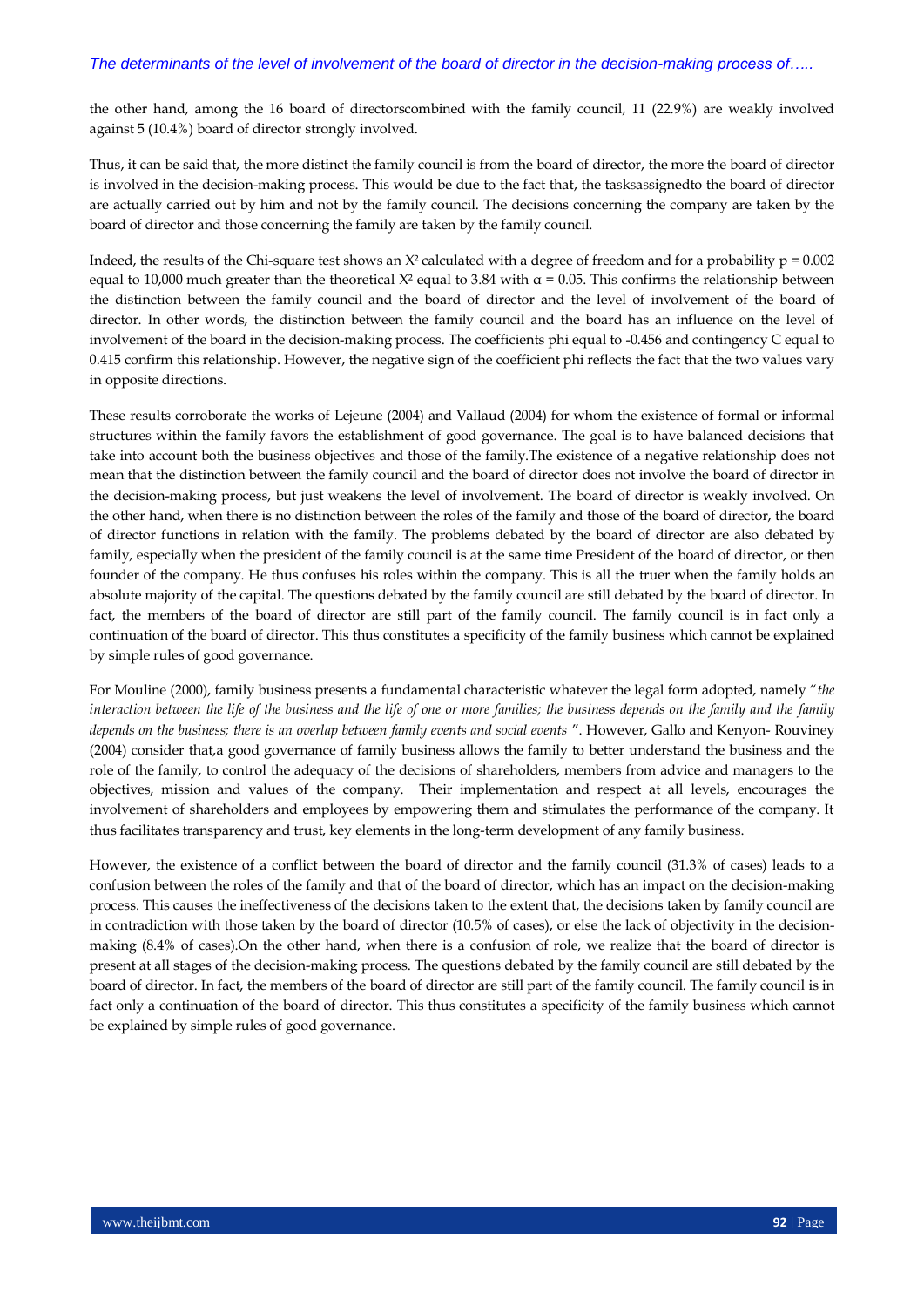the other hand, among the 16 board of directorscombined with the family council, 11 (22.9%) are weakly involved against 5 (10.4%) board of director strongly involved.

Thus, it can be said that, the more distinct the family council is from the board of director, the more the board of director is involved in the decision-making process. This would be due to the fact that, the tasksassignedto the board of director are actually carried out by him and not by the family council. The decisions concerning the company are taken by the board of director and those concerning the family are taken by the family council.

Indeed, the results of the Chi-square test shows an $X^2$ calculated with a degree of freedom and for a probability $p = 0.002$ equal to 10,000 much greater than the theoretical $X^2$ equal to 3.84 with $\alpha = 0.05$. This confirms the relationship between the distinction between the family council and the board of director and the level of involvement of the board of director. In other words, the distinction between the family council and the board has an influence on the level of involvement of the board in the decision-making process. The coefficients phi equal to -0.456 and contingency C equal to 0.415 confirm this relationship. However, the negative sign of the coefficient phi reflects the fact that the two values vary in opposite directions.

These results corroborate the works of Lejeune (2004) and Vallaud (2004) for whom the existence of formal or informal structures within the family favors the establishment of good governance. The goal is to have balanced decisions that take into account both the business objectives and those of the family.The existence of a negative relationship does not mean that the distinction between the family council and the board of director does not involve the board of director in the decision-making process, but just weakens the level of involvement. The board of director is weakly involved. On the other hand, when there is no distinction between the roles of the family and those of the board of director, the board of director functions in relation with the family. The problems debated by the board of director are also debated by family, especially when the president of the family council is at the same time President of the board of director, or then founder of the company. He thus confuses his roles within the company. This is all the truer when the family holds an absolute majority of the capital. The questions debated by the family council are still debated by the board of director. In fact, the members of the board of director are still part of the family council. The family council is in fact only a continuation of the board of director. This thus constitutes a specificity of the family business which cannot be explained by simple rules of good governance.

For Mouline (2000), family business presents a fundamental characteristic whatever the legal form adopted, namely "*the interaction between the life of the business and the life of one or more families; the business depends on the family and the family depends on the business; there is an overlap between family events and social events* ". However, Gallo and Kenyon- Rouviney (2004) consider that,a good governance of family business allows the family to better understand the business and the role of the family, to control the adequacy of the decisions of shareholders, members from advice and managers to the objectives, mission and values of the company. Their implementation and respect at all levels, encourages the involvement of shareholders and employees by empowering them and stimulates the performance of the company. It thus facilitates transparency and trust, key elements in the long-term development of any family business.

However, the existence of a conflict between the board of director and the family council (31.3% of cases) leads to a confusion between the roles of the family and that of the board of director, which has an impact on the decision-making process. This causes the ineffectiveness of the decisions taken to the extent that, the decisions taken by family council are in contradiction with those taken by the board of director (10.5% of cases), or else the lack of objectivity in the decision-making (8.4% of cases).On the other hand, when there is a confusion of role, we realize that the board of director is present at all stages of the decision-making process. The questions debated by the family council are still debated by the board of director. In fact, the members of the board of director are still part of the family council. The family council is in fact only a continuation of the board of director. This thus constitutes a specificity of the family business which cannot be explained by simple rules of good governance.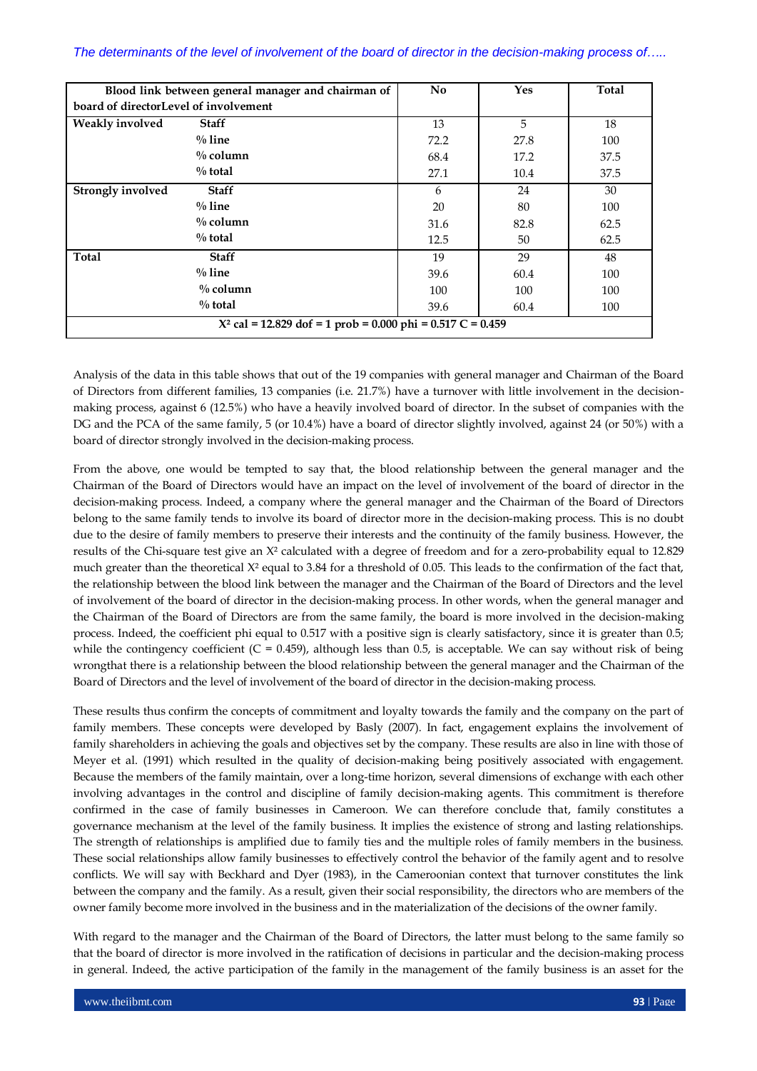| Blood link between general manager and chairman of board of directorLevel of involvement | | No | Yes | Total |
|---|---|---|---|---|
| **Weakly involved** | **Staff** | 13 | 5 | 18 |
| | **% line** | 72.2 | 27.8 | 100 |
| | **% column** | 68.4 | 17.2 | 37.5 |
| | **% total** | 27.1 | 10.4 | 37.5 |
| **Strongly involved** | **Staff** | 6 | 24 | 30 |
| | **% line** | 20 | 80 | 100 |
| | **% column** | 31.6 | 82.8 | 62.5 |
| | **% total** | 12.5 | 50 | 62.5 |
| **Total** | **Staff** | 19 | 29 | 48 |
| | **% line** | 39.6 | 60.4 | 100 |
| | **% column** | 100 | 100 | 100 |
| | **% total** | 39.6 | 60.4 | 100 |
| **$X^2$ cal = 12.829 dof = 1 prob = 0.000 phi = 0.517 C = 0.459** | | | | |

Analysis of the data in this table shows that out of the 19 companies with general manager and Chairman of the Board of Directors from different families, 13 companies (i.e. 21.7%) have a turnover with little involvement in the decision-making process, against 6 (12.5%) who have a heavily involved board of director. In the subset of companies with the DG and the PCA of the same family, 5 (or 10.4%) have a board of director slightly involved, against 24 (or 50%) with a board of director strongly involved in the decision-making process.

From the above, one would be tempted to say that, the blood relationship between the general manager and the Chairman of the Board of Directors would have an impact on the level of involvement of the board of director in the decision-making process. Indeed, a company where the general manager and the Chairman of the Board of Directors belong to the same family tends to involve its board of director more in the decision-making process. This is no doubt due to the desire of family members to preserve their interests and the continuity of the family business. However, the results of the Chi-square test give an $X^2$ calculated with a degree of freedom and for a zero-probability equal to 12.829 much greater than the theoretical $X^2$ equal to 3.84 for a threshold of 0.05. This leads to the confirmation of the fact that, the relationship between the blood link between the manager and the Chairman of the Board of Directors and the level of involvement of the board of director in the decision-making process. In other words, when the general manager and the Chairman of the Board of Directors are from the same family, the board is more involved in the decision-making process. Indeed, the coefficient phi equal to 0.517 with a positive sign is clearly satisfactory, since it is greater than 0.5; while the contingency coefficient (C = 0.459), although less than 0.5, is acceptable. We can say without risk of being wrongthat there is a relationship between the blood relationship between the general manager and the Chairman of the Board of Directors and the level of involvement of the board of director in the decision-making process.

These results thus confirm the concepts of commitment and loyalty towards the family and the company on the part of family members. These concepts were developed by Basly (2007). In fact, engagement explains the involvement of family shareholders in achieving the goals and objectives set by the company. These results are also in line with those of Meyer et al. (1991) which resulted in the quality of decision-making being positively associated with engagement. Because the members of the family maintain, over a long-time horizon, several dimensions of exchange with each other involving advantages in the control and discipline of family decision-making agents. This commitment is therefore confirmed in the case of family businesses in Cameroon. We can therefore conclude that, family constitutes a governance mechanism at the level of the family business. It implies the existence of strong and lasting relationships. The strength of relationships is amplified due to family ties and the multiple roles of family members in the business. These social relationships allow family businesses to effectively control the behavior of the family agent and to resolve conflicts. We will say with Beckhard and Dyer (1983), in the Cameroonian context that turnover constitutes the link between the company and the family. As a result, given their social responsibility, the directors who are members of the owner family become more involved in the business and in the materialization of the decisions of the owner family.

With regard to the manager and the Chairman of the Board of Directors, the latter must belong to the same family so that the board of director is more involved in the ratification of decisions in particular and the decision-making process in general. Indeed, the active participation of the family in the management of the family business is an asset for the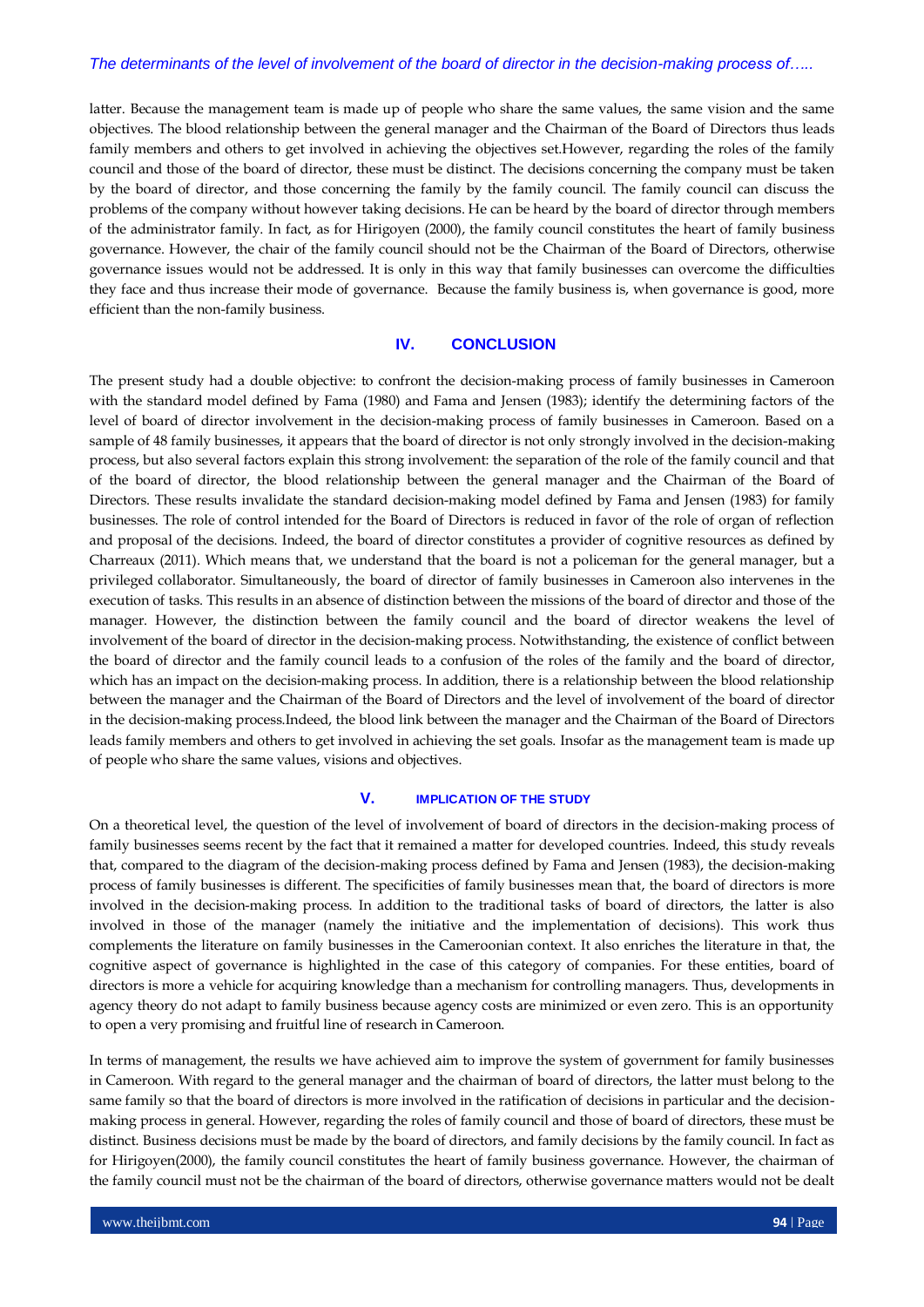latter. Because the management team is made up of people who share the same values, the same vision and the same objectives. The blood relationship between the general manager and the Chairman of the Board of Directors thus leads family members and others to get involved in achieving the objectives set.However, regarding the roles of the family council and those of the board of director, these must be distinct. The decisions concerning the company must be taken by the board of director, and those concerning the family by the family council. The family council can discuss the problems of the company without however taking decisions. He can be heard by the board of director through members of the administrator family. In fact, as for Hirigoyen (2000), the family council constitutes the heart of family business governance. However, the chair of the family council should not be the Chairman of the Board of Directors, otherwise governance issues would not be addressed. It is only in this way that family businesses can overcome the difficulties they face and thus increase their mode of governance. Because the family business is, when governance is good, more efficient than the non-family business.

## IV. CONCLUSION

The present study had a double objective: to confront the decision-making process of family businesses in Cameroon with the standard model defined by Fama (1980) and Fama and Jensen (1983); identify the determining factors of the level of board of director involvement in the decision-making process of family businesses in Cameroon. Based on a sample of 48 family businesses, it appears that the board of director is not only strongly involved in the decision-making process, but also several factors explain this strong involvement: the separation of the role of the family council and that of the board of director, the blood relationship between the general manager and the Chairman of the Board of Directors. These results invalidate the standard decision-making model defined by Fama and Jensen (1983) for family businesses. The role of control intended for the Board of Directors is reduced in favor of the role of organ of reflection and proposal of the decisions. Indeed, the board of director constitutes a provider of cognitive resources as defined by Charreaux (2011). Which means that, we understand that the board is not a policeman for the general manager, but a privileged collaborator. Simultaneously, the board of director of family businesses in Cameroon also intervenes in the execution of tasks. This results in an absence of distinction between the missions of the board of director and those of the manager. However, the distinction between the family council and the board of director weakens the level of involvement of the board of director in the decision-making process. Notwithstanding, the existence of conflict between the board of director and the family council leads to a confusion of the roles of the family and the board of director, which has an impact on the decision-making process. In addition, there is a relationship between the blood relationship between the manager and the Chairman of the Board of Directors and the level of involvement of the board of director in the decision-making process.Indeed, the blood link between the manager and the Chairman of the Board of Directors leads family members and others to get involved in achieving the set goals. Insofar as the management team is made up of people who share the same values, visions and objectives.

## V. IMPLICATION OF THE STUDY

On a theoretical level, the question of the level of involvement of board of directors in the decision-making process of family businesses seems recent by the fact that it remained a matter for developed countries. Indeed, this study reveals that, compared to the diagram of the decision-making process defined by Fama and Jensen (1983), the decision-making process of family businesses is different. The specificities of family businesses mean that, the board of directors is more involved in the decision-making process. In addition to the traditional tasks of board of directors, the latter is also involved in those of the manager (namely the initiative and the implementation of decisions). This work thus complements the literature on family businesses in the Cameroonian context. It also enriches the literature in that, the cognitive aspect of governance is highlighted in the case of this category of companies. For these entities, board of directors is more a vehicle for acquiring knowledge than a mechanism for controlling managers. Thus, developments in agency theory do not adapt to family business because agency costs are minimized or even zero. This is an opportunity to open a very promising and fruitful line of research in Cameroon.

In terms of management, the results we have achieved aim to improve the system of government for family businesses in Cameroon. With regard to the general manager and the chairman of board of directors, the latter must belong to the same family so that the board of directors is more involved in the ratification of decisions in particular and the decision-making process in general. However, regarding the roles of family council and those of board of directors, these must be distinct. Business decisions must be made by the board of directors, and family decisions by the family council. In fact as for Hirigoyen(2000), the family council constitutes the heart of family business governance. However, the chairman of the family council must not be the chairman of the board of directors, otherwise governance matters would not be dealt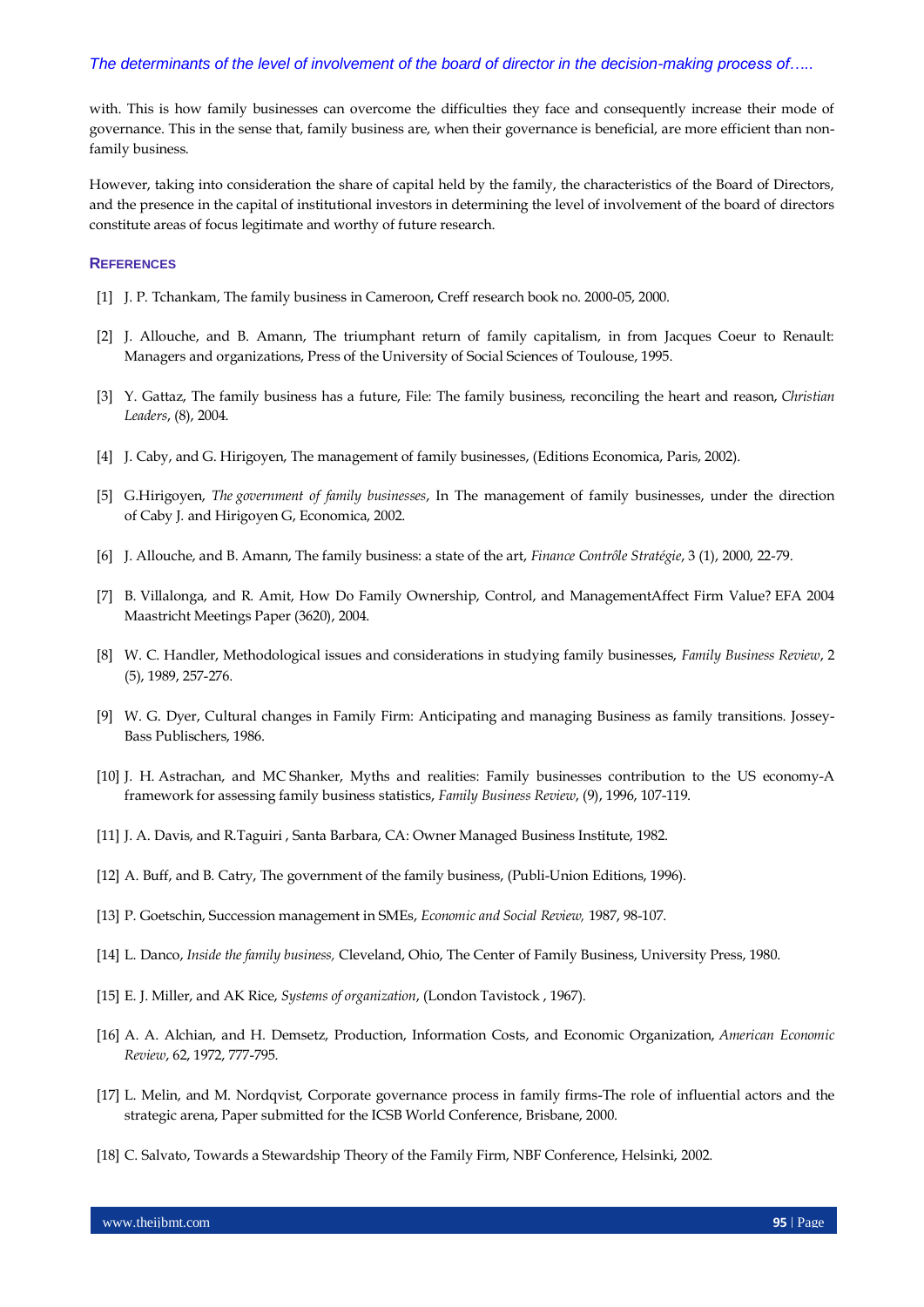with. This is how family businesses can overcome the difficulties they face and consequently increase their mode of governance. This in the sense that, family business are, when their governance is beneficial, are more efficient than non-family business.

However, taking into consideration the share of capital held by the family, the characteristics of the Board of Directors, and the presence in the capital of institutional investors in determining the level of involvement of the board of directors constitute areas of focus legitimate and worthy of future research.

## REFERENCES

[1] J. P. Tchankam, The family business in Cameroon, Creff research book no. 2000-05, 2000.

[2] J. Allouche, and B. Amann, The triumphant return of family capitalism, in from Jacques Coeur to Renault: Managers and organizations, Press of the University of Social Sciences of Toulouse, 1995.

[3] Y. Gattaz, The family business has a future, File: The family business, reconciling the heart and reason, *Christian Leaders*, (8), 2004.

[4] J. Caby, and G. Hirigoyen, The management of family businesses, (Editions Economica, Paris, 2002).

[5] G.Hirigoyen, *The government of family businesses*, In The management of family businesses, under the direction of Caby J. and Hirigoyen G, Economica, 2002.

[6] J. Allouche, and B. Amann, The family business: a state of the art, *Finance Contrôle Stratégie*, 3 (1), 2000, 22-79.

[7] B. Villalonga, and R. Amit, How Do Family Ownership, Control, and ManagementAffect Firm Value? EFA 2004 Maastricht Meetings Paper (3620), 2004.

[8] W. C. Handler, Methodological issues and considerations in studying family businesses, *Family Business Review*, 2 (5), 1989, 257-276.

[9] W. G. Dyer, Cultural changes in Family Firm: Anticipating and managing Business as family transitions. Jossey-Bass Publischers, 1986.

[10] J. H. Astrachan, and MC Shanker, Myths and realities: Family businesses contribution to the US economy-A framework for assessing family business statistics, *Family Business Review*, (9), 1996, 107-119.

[11] J. A. Davis, and R.Taguiri , Santa Barbara, CA: Owner Managed Business Institute, 1982.

[12] A. Buff, and B. Catry, The government of the family business, (Publi-Union Editions, 1996).

[13] P. Goetschin, Succession management in SMEs, *Economic and Social Review,* 1987, 98-107.

[14] L. Danco, *Inside the family business,* Cleveland, Ohio, The Center of Family Business, University Press, 1980.

[15] E. J. Miller, and AK Rice, *Systems of organization*, (London Tavistock , 1967).

[16] A. A. Alchian, and H. Demsetz, Production, Information Costs, and Economic Organization, *American Economic Review*, 62, 1972, 777-795.

[17] L. Melin, and M. Nordqvist, Corporate governance process in family firms-The role of influential actors and the strategic arena, Paper submitted for the ICSB World Conference, Brisbane, 2000.

[18] C. Salvato, Towards a Stewardship Theory of the Family Firm, NBF Conference, Helsinki, 2002.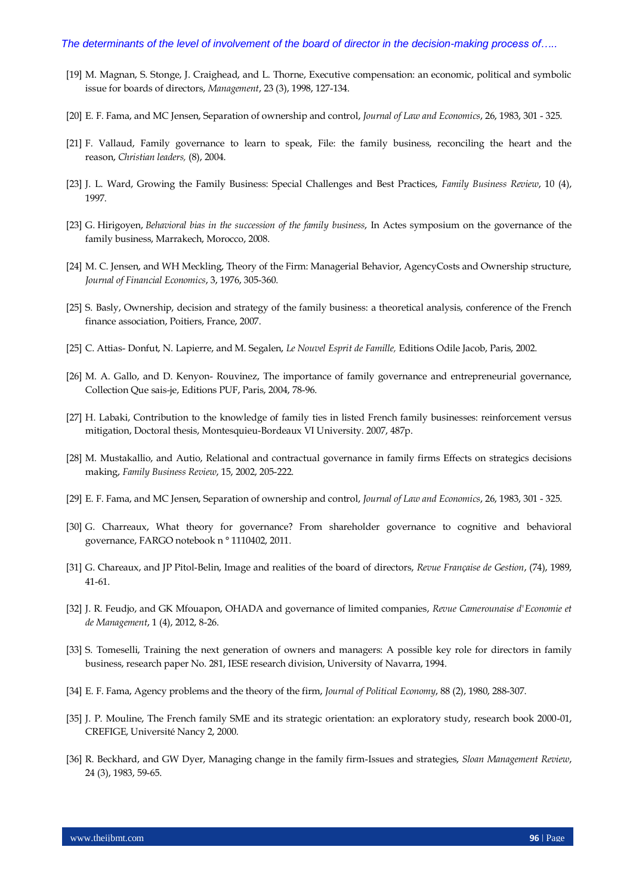[19] M. Magnan, S. Stonge, J. Craighead, and L. Thorne, Executive compensation: an economic, political and symbolic issue for boards of directors, *Management*, 23 (3), 1998, 127-134.

[20] E. F. Fama, and MC Jensen, Separation of ownership and control, *Journal of Law and Economics*, 26, 1983, 301 - 325.

[21] F. Vallaud, Family governance to learn to speak, File: the family business, reconciling the heart and the reason, *Christian leaders,* (8), 2004.

[23] J. L. Ward, Growing the Family Business: Special Challenges and Best Practices, *Family Business Review*, 10 (4), 1997.

[23] G. Hirigoyen, *Behavioral bias in the succession of the family business*, In Actes symposium on the governance of the family business, Marrakech, Morocco, 2008.

[24] M. C. Jensen, and WH Meckling, Theory of the Firm: Managerial Behavior, AgencyCosts and Ownership structure, *Journal of Financial Economics*, 3, 1976, 305-360.

[25] S. Basly, Ownership, decision and strategy of the family business: a theoretical analysis, conference of the French finance association, Poitiers, France, 2007.

[25] C. Attias- Donfut, N. Lapierre, and M. Segalen, *Le Nouvel Esprit de Famille,* Editions Odile Jacob, Paris, 2002.

[26] M. A. Gallo, and D. Kenyon- Rouvinez, The importance of family governance and entrepreneurial governance, Collection Que sais-je, Editions PUF, Paris, 2004, 78-96.

[27] H. Labaki, Contribution to the knowledge of family ties in listed French family businesses: reinforcement versus mitigation, Doctoral thesis, Montesquieu-Bordeaux VI University. 2007, 487p.

[28] M. Mustakallio, and Autio, Relational and contractual governance in family firms Effects on strategics decisions making, *Family Business Review*, 15, 2002, 205-222.

[29] E. F. Fama, and MC Jensen, Separation of ownership and control, *Journal of Law and Economics*, 26, 1983, 301 - 325.

[30] G. Charreaux, What theory for governance? From shareholder governance to cognitive and behavioral governance, FARGO notebook n ° 1110402, 2011.

[31] G. Chareaux, and JP Pitol-Belin, Image and realities of the board of directors, *Revue Française de Gestion*, (74), 1989, 41-61.

[32] J. R. Feudjo, and GK Mfouapon, OHADA and governance of limited companies, *Revue Camerounaise d'Economie et de Management*, 1 (4), 2012, 8-26.

[33] S. Tomeselli, Training the next generation of owners and managers: A possible key role for directors in family business, research paper No. 281, IESE research division, University of Navarra, 1994.

[34] E. F. Fama, Agency problems and the theory of the firm, *Journal of Political Economy*, 88 (2), 1980, 288-307.

[35] J. P. Mouline, The French family SME and its strategic orientation: an exploratory study, research book 2000-01, CREFIGE, Université Nancy 2, 2000.

[36] R. Beckhard, and GW Dyer, Managing change in the family firm-Issues and strategies, *Sloan Management Review*, 24 (3), 1983, 59-65.